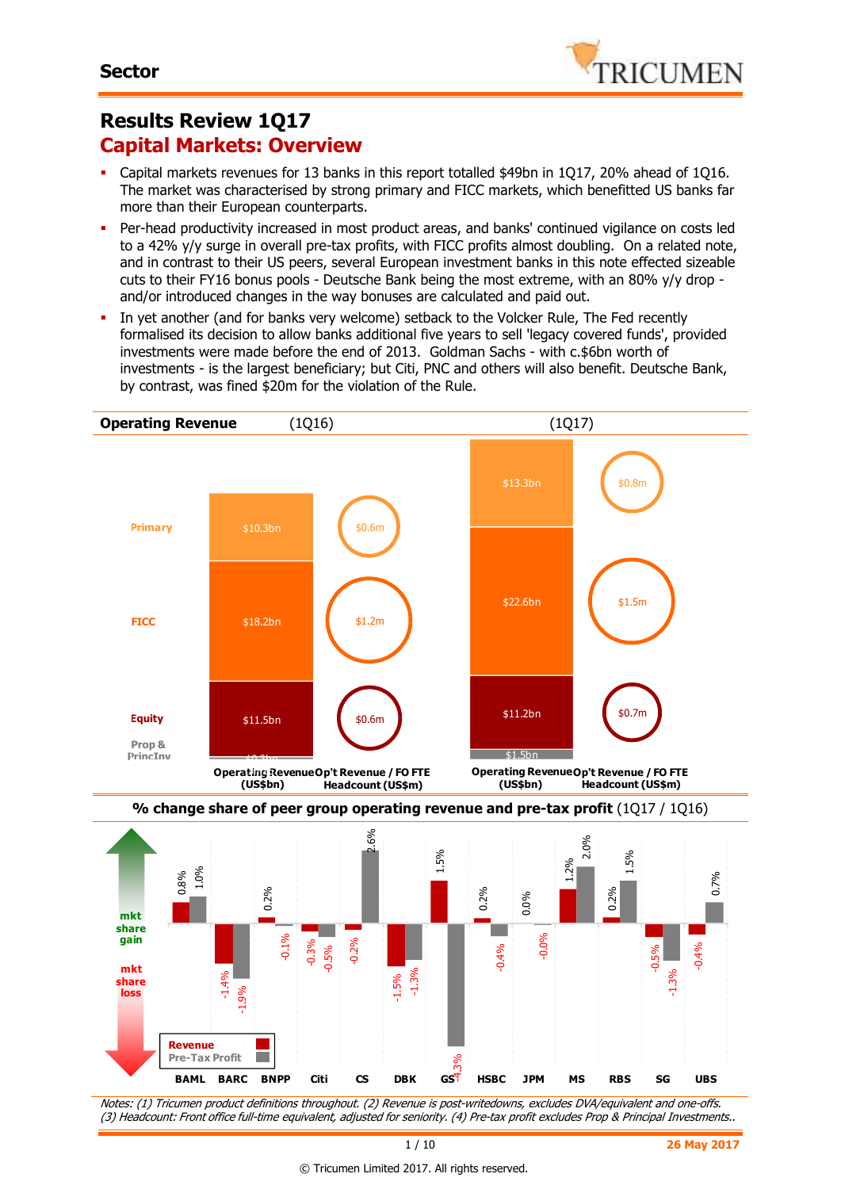Sector

# Results Review 1Q17

## Capital Markets: Overview

- Capital markets revenues for 13 banks in this report totalled $49bn in 1Q17, 20% ahead of 1Q16. The market was characterised by strong primary and FICC markets, which benefitted US banks far more than their European counterparts.
- Per-head productivity increased in most product areas, and banks' continued vigilance on costs led to a 42% y/y surge in overall pre-tax profits, with FICC profits almost doubling. On a related note, and in contrast to their US peers, several European investment banks in this note effected sizeable cuts to their FY16 bonus pools - Deutsche Bank being the most extreme, with an 80% y/y drop - and/or introduced changes in the way bonuses are calculated and paid out.
- In yet another (and for banks very welcome) setback to the Volcker Rule, The Fed recently formalised its decision to allow banks additional five years to sell 'legacy covered funds', provided investments were made before the end of 2013. Goldman Sachs - with c.$6bn worth of investments - is the largest beneficiary; but Citi, PNC and others will also benefit. Deutsche Bank, by contrast, was fined $20m for the violation of the Rule.

**Operating Revenue** (1Q16) (1Q17)

| | 1Q16 Operating Revenue (US$bn) | 1Q16 Op't Revenue / FO FTE Headcount (US$m) | 1Q17 Operating Revenue (US$bn) | 1Q17 Op't Revenue / FO FTE Headcount (US$m) |
|---|---|---|---|---|
| Primary | $10.3bn | $0.6m | $13.3bn | $0.8m |
| FICC | $18.2bn | $1.2m | $22.6bn | $1.5m |
| Equity | $11.5bn | $0.6m | $11.2bn | $0.7m |
| Prop & PrincInv | $0.3bn | | $1.5bn | |

**% change share of peer group operating revenue and pre-tax profit** (1Q17 / 1Q16)

| | BAML | BARC | BNPP | Citi | CS | DBK | GS | HSBC | JPM | MS | RBS | SG | UBS |
|---|---|---|---|---|---|---|---|---|---|---|---|---|---|
| Revenue | 0.8% | -1.4% | 0.2% | -0.3% | -0.2% | -1.5% | 1.5% | 0.2% | 0.0% | 1.2% | 0.2% | -0.5% | -0.4% |
| Pre-Tax Profit | 1.0% | -1.9% | -0.1% | -0.5% | 2.6% | -1.3% | -4.3% | -0.4% | -0.0% | 2.0% | 1.5% | -1.3% | 0.7% |

*Notes: (1) Tricumen product definitions throughout. (2) Revenue is post-writedowns, excludes DVA/equivalent and one-offs. (3) Headcount: Front office full-time equivalent, adjusted for seniority. (4) Pre-tax profit excludes Prop & Principal Investments..*

26 May 2017

© Tricumen Limited 2017. All rights reserved.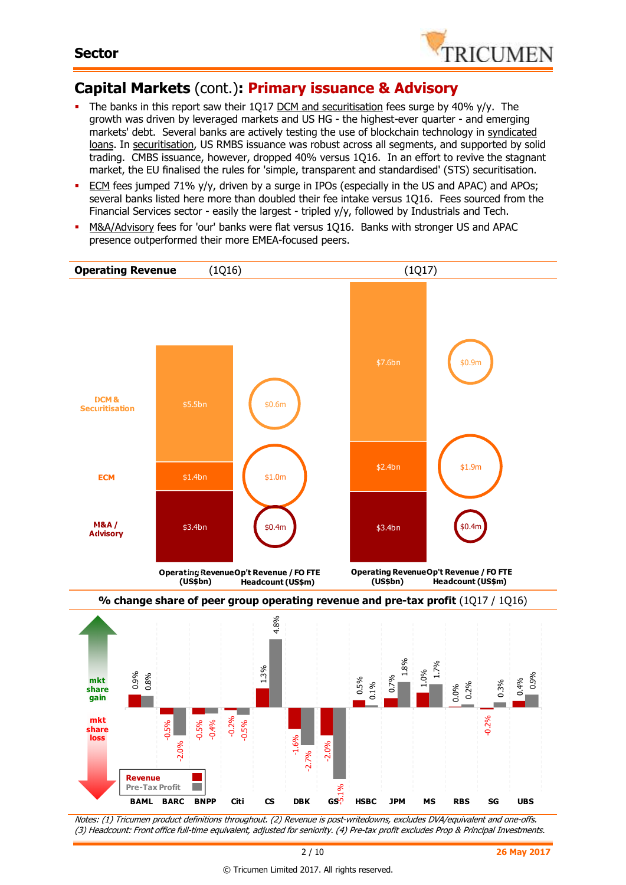# Capital Markets (cont.): Primary issuance & Advisory

- The banks in this report saw their 1Q17 DCM and securitisation fees surge by 40% y/y. The growth was driven by leveraged markets and US HG - the highest-ever quarter - and emerging markets' debt. Several banks are actively testing the use of blockchain technology in syndicated loans. In securitisation, US RMBS issuance was robust across all segments, and supported by solid trading. CMBS issuance, however, dropped 40% versus 1Q16. In an effort to revive the stagnant market, the EU finalised the rules for 'simple, transparent and standardised' (STS) securitisation.
- ECM fees jumped 71% y/y, driven by a surge in IPOs (especially in the US and APAC) and APOs; several banks listed here more than doubled their fee intake versus 1Q16. Fees sourced from the Financial Services sector - easily the largest - tripled y/y, followed by Industrials and Tech.
- M&A/Advisory fees for 'our' banks were flat versus 1Q16. Banks with stronger US and APAC presence outperformed their more EMEA-focused peers.

**Operating Revenue**

| | 1Q16 Operating Revenue (US$bn) | 1Q16 Op't Revenue / FO FTE Headcount (US$m) | 1Q17 Operating Revenue (US$bn) | 1Q17 Op't Revenue / FO FTE Headcount (US$m) |
|---|---|---|---|---|
| DCM & Securitisation | $5.5bn | $0.6m | $7.6bn | $0.9m |
| ECM | $1.4bn | $1.0m | $2.4bn | $1.9m |
| M&A / Advisory | $3.4bn | $0.4m | $3.4bn | $0.4m |

**% change share of peer group operating revenue and pre-tax profit** (1Q17 / 1Q16)

| | BAML | BARC | BNPP | Citi | CS | DBK | GS | HSBC | JPM | MS | RBS | SG | UBS |
|---|---|---|---|---|---|---|---|---|---|---|---|---|---|
| Revenue | 0.9% | -0.5% | -0.5% | -0.2% | 1.3% | -1.6% | -2.0% | 0.5% | 0.7% | 1.0% | 0.0% | -0.2% | 0.4% |
| Pre-Tax Profit | 0.8% | -2.0% | -0.4% | -0.5% | 4.8% | -2.7% | -5.1% | 0.1% | 1.8% | 1.7% | 0.2% | 0.3% | 0.9% |

*Notes: (1) Tricumen product definitions throughout. (2) Revenue is post-writedowns, excludes DVA/equivalent and one-offs. (3) Headcount: Front office full-time equivalent, adjusted for seniority. (4) Pre-tax profit excludes Prop & Principal Investments.*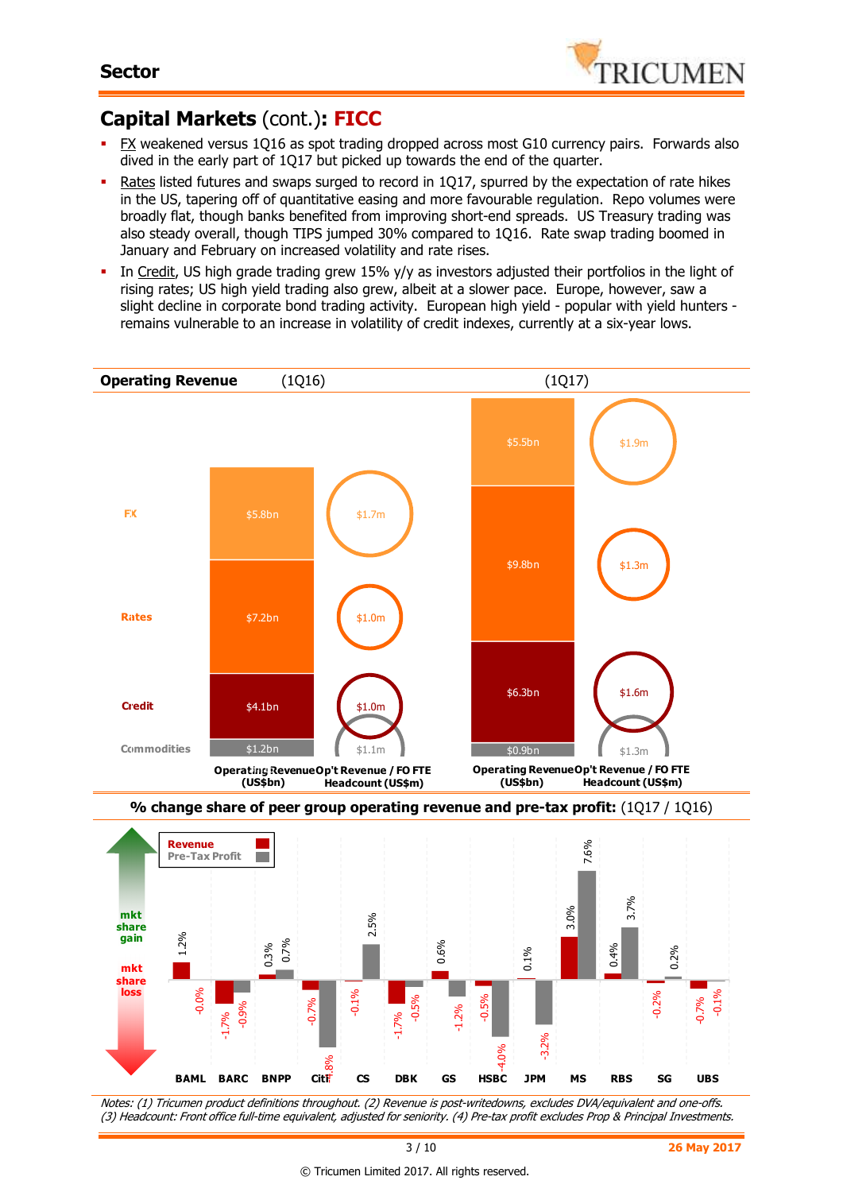## Capital Markets (cont.): FICC

- FX weakened versus 1Q16 as spot trading dropped across most G10 currency pairs. Forwards also dived in the early part of 1Q17 but picked up towards the end of the quarter.
- Rates listed futures and swaps surged to record in 1Q17, spurred by the expectation of rate hikes in the US, tapering off of quantitative easing and more favourable regulation. Repo volumes were broadly flat, though banks benefited from improving short-end spreads. US Treasury trading was also steady overall, though TIPS jumped 30% compared to 1Q16. Rate swap trading boomed in January and February on increased volatility and rate rises.
- In Credit, US high grade trading grew 15% y/y as investors adjusted their portfolios in the light of rising rates; US high yield trading also grew, albeit at a slower pace. Europe, however, saw a slight decline in corporate bond trading activity. European high yield - popular with yield hunters - remains vulnerable to an increase in volatility of credit indexes, currently at a six-year lows.

**Operating Revenue**

| | 1Q16 Operating Revenue (US$bn) | 1Q16 Op't Revenue / FO FTE Headcount (US$m) | 1Q17 Operating Revenue (US$bn) | 1Q17 Op't Revenue / FO FTE Headcount (US$m) |
|---|---|---|---|---|
| FX | $5.8bn | $1.7m | $5.5bn | $1.9m |
| Rates | $7.2bn | $1.0m | $9.8bn | $1.3m |
| Credit | $4.1bn | $1.0m | $6.3bn | $1.6m |
| Commodities | $1.2bn | $1.1m | $0.9bn | $1.3m |

**% change share of peer group operating revenue and pre-tax profit:** (1Q17 / 1Q16)

| | Revenue | Pre-Tax Profit |
|---|---|---|
| BAML | 1.2% | -0.0% |
| BARC | -1.7% | -0.9% |
| BNPP | 0.3% | 0.7% |
| Citi | -0.7% | -4.8% |
| CS | -0.1% | 2.5% |
| DBK | -1.7% | -0.5% |
| GS | 0.6% | -1.2% |
| HSBC | -0.5% | -4.0% |
| JPM | 0.1% | -3.2% |
| MS | 3.0% | 7.6% |
| RBS | 0.4% | 3.7% |
| SG | -0.2% | 0.2% |
| UBS | -0.7% | -0.1% |

*Notes: (1) Tricumen product definitions throughout. (2) Revenue is post-writedowns, excludes DVA/equivalent and one-offs. (3) Headcount: Front office full-time equivalent, adjusted for seniority. (4) Pre-tax profit excludes Prop & Principal Investments.*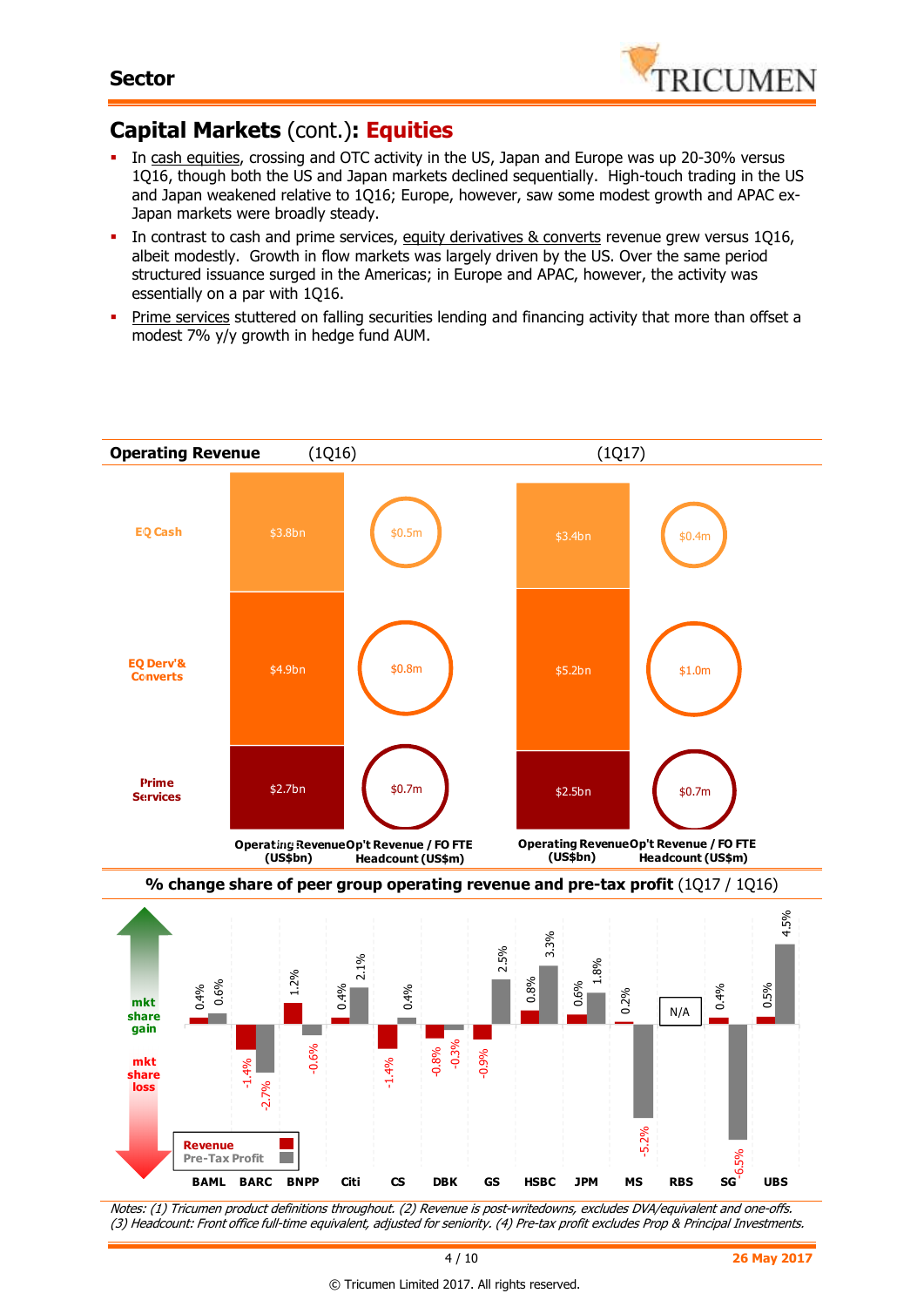## Capital Markets (cont.): Equities

- In cash equities, crossing and OTC activity in the US, Japan and Europe was up 20-30% versus 1Q16, though both the US and Japan markets declined sequentially. High-touch trading in the US and Japan weakened relative to 1Q16; Europe, however, saw some modest growth and APAC ex-Japan markets were broadly steady.
- In contrast to cash and prime services, equity derivatives & converts revenue grew versus 1Q16, albeit modestly. Growth in flow markets was largely driven by the US. Over the same period structured issuance surged in the Americas; in Europe and APAC, however, the activity was essentially on a par with 1Q16.
- Prime services stuttered on falling securities lending and financing activity that more than offset a modest 7% y/y growth in hedge fund AUM.

**Operating Revenue**

| | 1Q16 Operating Revenue (US$bn) | 1Q16 Op't Revenue / FO FTE Headcount (US$m) | 1Q17 Operating Revenue (US$bn) | 1Q17 Op't Revenue / FO FTE Headcount (US$m) |
|---|---|---|---|---|
| EQ Cash | $3.8bn | $0.5m | $3.4bn | $0.4m |
| EQ Derv'& Converts | $4.9bn | $0.8m | $5.2bn | $1.0m |
| Prime Services | $2.7bn | $0.7m | $2.5bn | $0.7m |

**% change share of peer group operating revenue and pre-tax profit** (1Q17 / 1Q16)

| | Revenue | Pre-Tax Profit |
|---|---|---|
| BAML | 0.4% | 0.6% |
| BARC | -1.4% | -2.7% |
| BNPP | 1.2% | -0.6% |
| Citi | 0.4% | 2.1% |
| CS | -1.4% | 0.4% |
| DBK | -0.8% | -0.3% |
| GS | -0.9% | 2.5% |
| HSBC | 0.8% | 3.3% |
| JPM | 0.6% | 1.8% |
| MS | 0.2% | -5.2% |
| RBS | N/A | N/A |
| SG | 0.4% | -6.5% |
| UBS | 0.5% | 4.5% |

*Notes: (1) Tricumen product definitions throughout. (2) Revenue is post-writedowns, excludes DVA/equivalent and one-offs. (3) Headcount: Front office full-time equivalent, adjusted for seniority. (4) Pre-tax profit excludes Prop & Principal Investments.*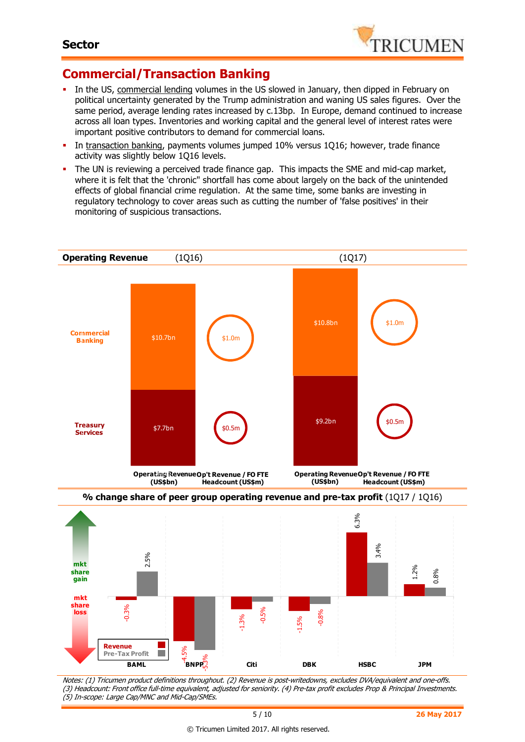## Sector

# Commercial/Transaction Banking

- In the US, commercial lending volumes in the US slowed in January, then dipped in February on political uncertainty generated by the Trump administration and waning US sales figures. Over the same period, average lending rates increased by c.13bp. In Europe, demand continued to increase across all loan types. Inventories and working capital and the general level of interest rates were important positive contributors to demand for commercial loans.
- In transaction banking, payments volumes jumped 10% versus 1Q16; however, trade finance activity was slightly below 1Q16 levels.
- The UN is reviewing a perceived trade finance gap. This impacts the SME and mid-cap market, where it is felt that the 'chronic" shortfall has come about largely on the back of the unintended effects of global financial crime regulation. At the same time, some banks are investing in regulatory technology to cover areas such as cutting the number of 'false positives' in their monitoring of suspicious transactions.

**Operating Revenue**

| | 1Q16 Operating Revenue (US$bn) | 1Q16 Op't Revenue / FO FTE Headcount (US$m) | 1Q17 Operating Revenue (US$bn) | 1Q17 Op't Revenue / FO FTE Headcount (US$m) |
|---|---|---|---|---|
| Commercial Banking | $10.7bn | $1.0m | $10.8bn | $1.0m |
| Treasury Services | $7.7bn | $0.5m | $9.2bn | $0.5m |

**% change share of peer group operating revenue and pre-tax profit** (1Q17 / 1Q16)

| | Revenue | Pre-Tax Profit |
|---|---|---|
| BAML | -0.3% | 2.5% |
| BNPP | -4.5% | -5.3% |
| Citi | -1.3% | -0.5% |
| DBK | -1.5% | -0.8% |
| HSBC | 6.3% | 3.4% |
| JPM | 1.2% | 0.8% |

*Notes: (1) Tricumen product definitions throughout. (2) Revenue is post-writedowns, excludes DVA/equivalent and one-offs. (3) Headcount: Front office full-time equivalent, adjusted for seniority. (4) Pre-tax profit excludes Prop & Principal Investments. (5) In-scope: Large Cap/MNC and Mid-Cap/SMEs.*

26 May 2017

© Tricumen Limited 2017. All rights reserved.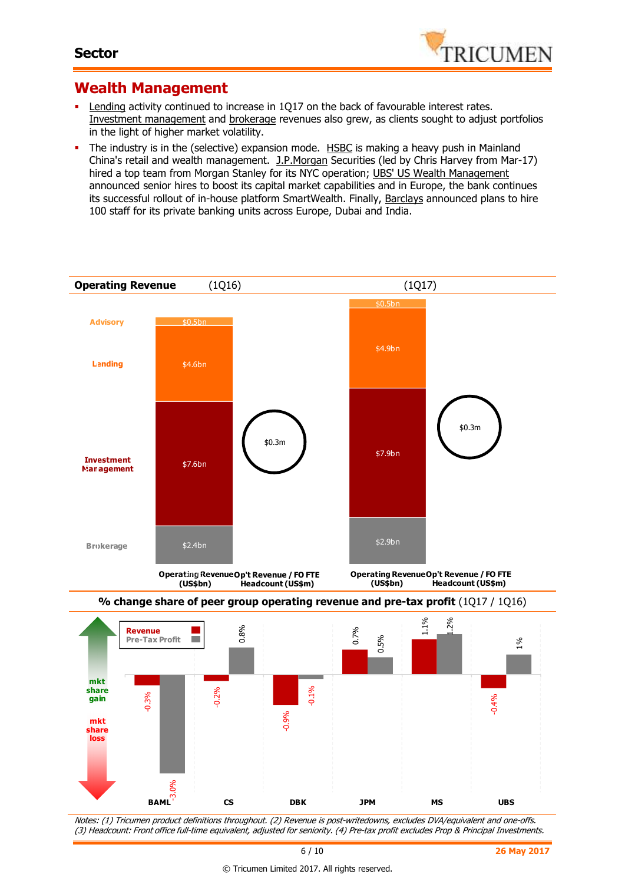## Sector

# Wealth Management

- Lending activity continued to increase in 1Q17 on the back of favourable interest rates. Investment management and brokerage revenues also grew, as clients sought to adjust portfolios in the light of higher market volatility.
- The industry is in the (selective) expansion mode. HSBC is making a heavy push in Mainland China's retail and wealth management. J.P.Morgan Securities (led by Chris Harvey from Mar-17) hired a top team from Morgan Stanley for its NYC operation; UBS' US Wealth Management announced senior hires to boost its capital market capabilities and in Europe, the bank continues its successful rollout of in-house platform SmartWealth. Finally, Barclays announced plans to hire 100 staff for its private banking units across Europe, Dubai and India.

**Operating Revenue** (1Q16) (1Q17)

| | 1Q16 Operating Revenue (US$bn) | 1Q17 Operating Revenue (US$bn) |
|---|---|---|
| Advisory | $0.5bn | $0.5bn |
| Lending | $4.6bn | $4.9bn |
| Investment Management | $7.6bn | $7.9bn |
| Brokerage | $2.4bn | $2.9bn |
| Op't Revenue / FO FTE Headcount (US$m) | $0.3m | $0.3m |

**% change share of peer group operating revenue and pre-tax profit** (1Q17 / 1Q16)

| | Revenue | Pre-Tax Profit |
|---|---|---|
| BAML | -0.3% | -3.0% |
| CS | -0.2% | 0.8% |
| DBK | -0.9% | -0.1% |
| JPM | 0.7% | 0.5% |
| MS | 1.1% | 1.2% |
| UBS | -0.4% | 1% |

mkt share gain / mkt share loss

*Notes: (1) Tricumen product definitions throughout. (2) Revenue is post-writedowns, excludes DVA/equivalent and one-offs. (3) Headcount: Front office full-time equivalent, adjusted for seniority. (4) Pre-tax profit excludes Prop & Principal Investments.*

26 May 2017

© Tricumen Limited 2017. All rights reserved.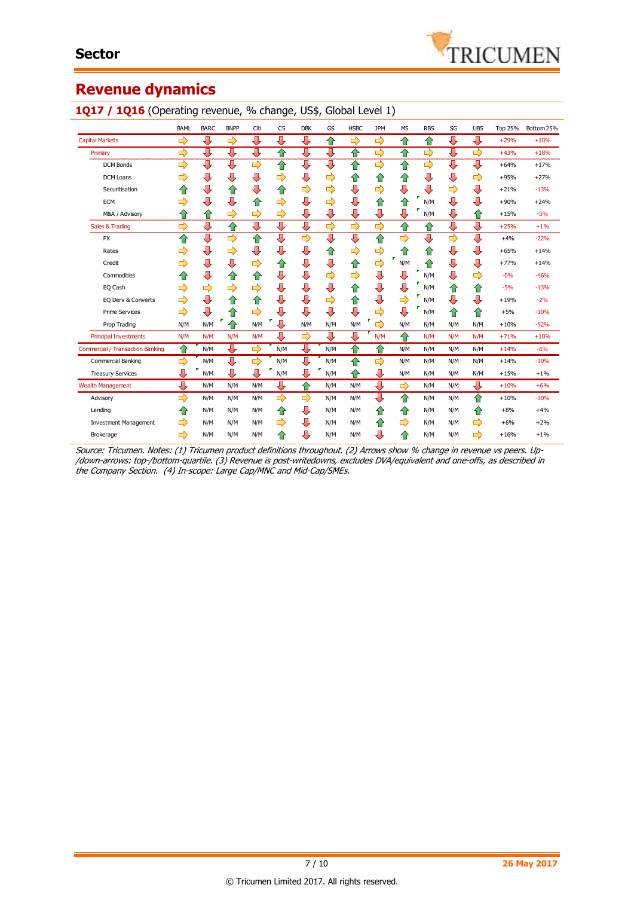## Revenue dynamics

### 1Q17 / 1Q16 (Operating revenue, % change, US$, Global Level 1)

| | BAML | BARC | BNPP | Citi | CS | DBK | GS | HSBC | JPM | MS | RBS | SG | UBS | Top 25% | Bottom 25% |
|---|---|---|---|---|---|---|---|---|---|---|---|---|---|---|---|
| Capital Markets | → | ↓ | → | ↓ | ↓ | ↓ | ↑ | → | → | ↑ | ↑ | ↓ | ↓ | +29% | +10% |
| Primary | → | ↓ | ↓ | ↓ | ↑ | ↓ | ↓ | ↑ | → | ↑ | → | ↓ | → | +43% | +18% |
| DCM Bonds | → | ↓ | ↓ | → | ↑ | ↓ | ↓ | ↑ | → | ↑ | → | ↓ | ↓ | +64% | +17% |
| DCM Loans | → | ↓ | ↓ | ↓ | → | ↓ | → | ↑ | ↑ | ↑ | ↓ | ↓ | → | +95% | +27% |
| Securitisation | ↑ | ↓ | ↑ | ↓ | ↑ | → | → | ↓ | → | ↓ | ↓ | → | ↓ | +21% | -13% |
| ECM | → | ↓ | ↓ | ↑ | → | ↓ | → | ↓ | ↑ | ↑ | N/M | ↓ | ↓ | +90% | +24% |
| M&A / Advisory | ↑ | ↑ | → | → | → | ↓ | ↓ | ↓ | ↓ | ↓ | N/M | ↓ | ↑ | +15% | -5% |
| Sales & Trading | → | ↓ | ↑ | ↓ | ↓ | ↓ | → | → | → | ↑ | ↑ | ↓ | ↓ | +25% | +1% |
| FX | ↑ | ↓ | → | ↑ | ↓ | → | ↓ | ↓ | ↑ | → | ↓ | → | ↓ | +4% | -22% |
| Rates | → | ↓ | → | ↓ | ↓ | ↓ | ↑ | → | → | ↑ | ↑ | ↓ | ↓ | +65% | +14% |
| Credit | → | ↓ | ↓ | → | ↑ | ↓ | ↓ | ↑ | → | N/M | ↑ | ↓ | ↓ | +77% | +14% |
| Commodities | ↑ | ↓ | ↑ | ↑ | ↓ | ↓ | → | → | ↓ | ↓ | N/M | ↓ | → | -0% | -46% |
| EQ Cash | → | → | → | → | ↓ | ↓ | ↓ | ↑ | ↓ | ↓ | N/M | ↑ | ↑ | -5% | -13% |
| EQ Derv & Converts | → | ↓ | ↑ | ↑ | ↓ | ↓ | → | ↑ | ↓ | → | N/M | ↓ | ↓ | +19% | -2% |
| Prime Services | → | ↓ | ↑ | → | ↓ | ↓ | ↓ | ↓ | → | ↓ | N/M | ↑ | ↑ | +5% | -10% |
| Prop Trading | N/M | N/M | ↑ | N/M | ↓ | N/M | N/M | N/M | → | N/M | N/M | N/M | N/M | +10% | -52% |
| Principal Investments | N/M | N/M | N/M | N/M | ↓ | → | ↓ | ↓ | N/M | ↑ | N/M | N/M | N/M | +71% | +10% |
| Commercial / Transaction Banking | ↑ | N/M | ↓ | → | N/M | ↓ | N/M | ↑ | ↑ | N/M | N/M | N/M | N/M | +14% | -6% |
| Commercial Banking | → | N/M | ↓ | → | N/M | ↓ | N/M | ↑ | → | N/M | N/M | N/M | N/M | +14% | -10% |
| Treasury Services | ↓ | N/M | ↓ | ↓ | N/M | ↓ | N/M | ↑ | ↓ | N/M | N/M | N/M | N/M | +15% | +1% |
| Wealth Management | ↓ | N/M | N/M | N/M | ↓ | ↑ | N/M | N/M | ↓ | → | N/M | N/M | ↓ | +10% | +6% |
| Advisory | → | N/M | N/M | N/M | → | → | N/M | N/M | ↓ | ↑ | N/M | N/M | ↑ | +10% | -10% |
| Lending | ↑ | N/M | N/M | N/M | ↑ | ↓ | N/M | N/M | ↑ | ↑ | N/M | N/M | ↑ | +8% | +4% |
| Investment Management | → | N/M | N/M | N/M | → | ↓ | N/M | N/M | ↑ | → | N/M | N/M | → | +6% | +2% |
| Brokerage | → | N/M | N/M | N/M | ↑ | ↓ | N/M | N/M | ↓ | ↑ | N/M | N/M | → | +16% | +1% |

*Source: Tricumen. Notes: (1) Tricumen product definitions throughout. (2) Arrows show % change in revenue vs peers. Up-/down-arrows: top-/bottom-quartile. (3) Revenue is post-writedowns, excludes DVA/equivalent and one-offs, as described in the Company Section. (4) In-scope: Large Cap/MNC and Mid-Cap/SMEs.*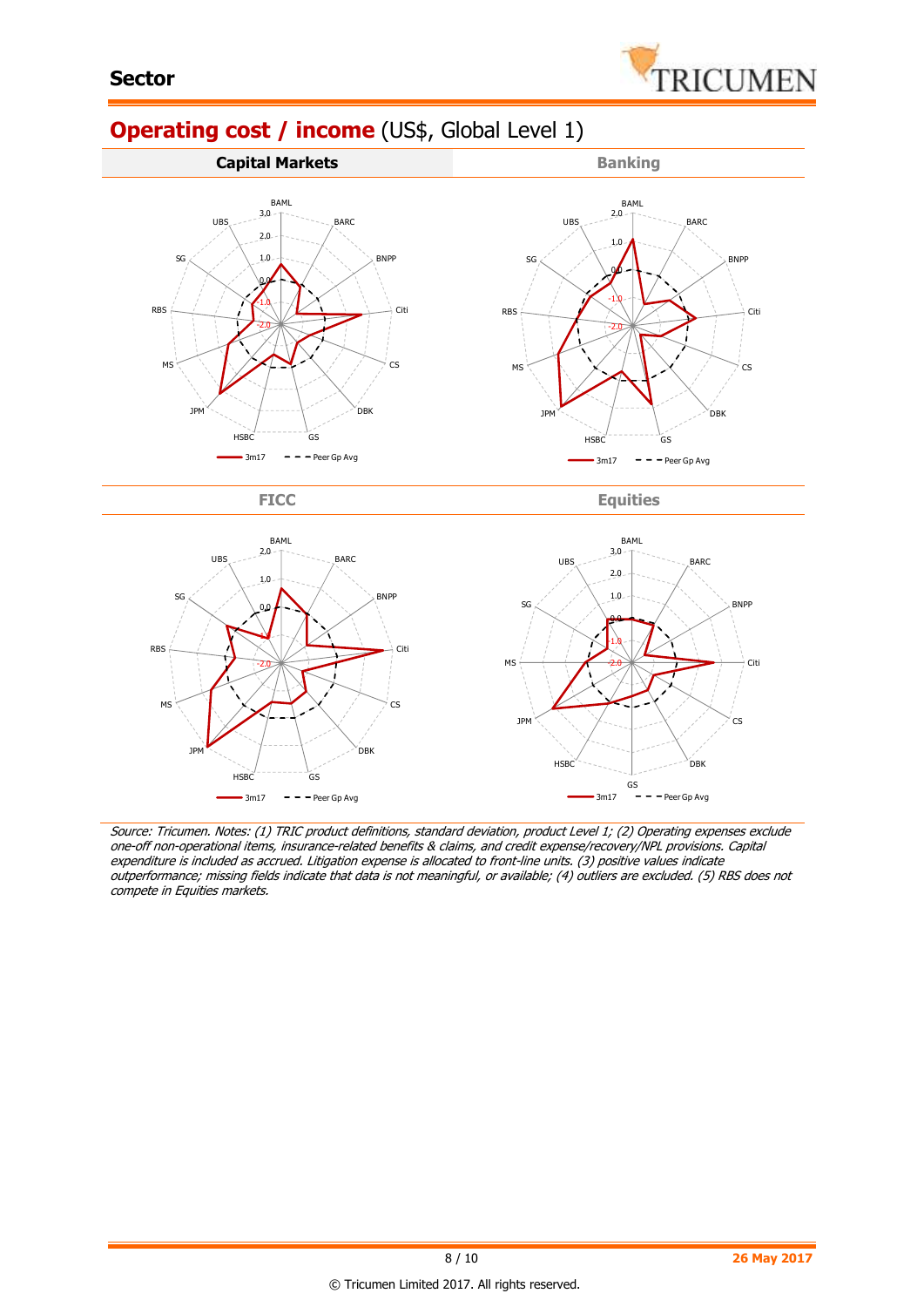## Operating cost / income (US$, Global Level 1)

**Capital Markets**

BAML, BARC, BNPP, Citi, CS, DBK, GS, HSBC, JPM, MS, RBS, SG, UBS

3m17 — Peer Gp Avg

**Banking**

BAML, BARC, BNPP, Citi, CS, DBK, GS, HSBC, JPM, MS, RBS, SG, UBS

3m17 — Peer Gp Avg

**FICC**

BAML, BARC, BNPP, Citi, CS, DBK, GS, HSBC, JPM, MS, RBS, SG, UBS

3m17 — Peer Gp Avg

**Equities**

BAML, BARC, BNPP, Citi, CS, DBK, GS, HSBC, JPM, MS, SG, UBS

3m17 — Peer Gp Avg

*Source: Tricumen. Notes: (1) TRIC product definitions, standard deviation, product Level 1; (2) Operating expenses exclude one-off non-operational items, insurance-related benefits & claims, and credit expense/recovery/NPL provisions. Capital expenditure is included as accrued. Litigation expense is allocated to front-line units. (3) positive values indicate outperformance; missing fields indicate that data is not meaningful, or available; (4) outliers are excluded. (5) RBS does not compete in Equities markets.*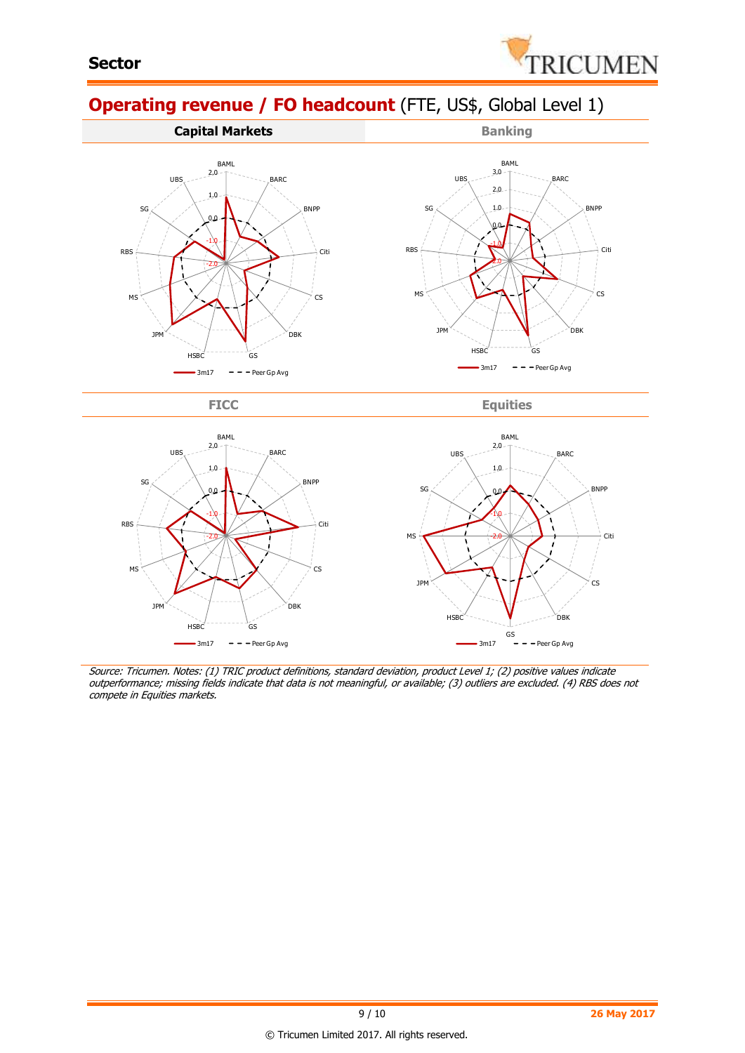## Sector

# Operating revenue / FO headcount (FTE, US$, Global Level 1)

**Capital Markets** | Banking

BAML, BARC, BNPP, Citi, CS, DBK, GS, HSBC, JPM, MS, RBS, SG, UBS

3m17 — Peer Gp Avg

FICC | Equities

3m17 — Peer Gp Avg

*Source: Tricumen. Notes: (1) TRIC product definitions, standard deviation, product Level 1; (2) positive values indicate outperformance; missing fields indicate that data is not meaningful, or available; (3) outliers are excluded. (4) RBS does not compete in Equities markets.*

© Tricumen Limited 2017. All rights reserved.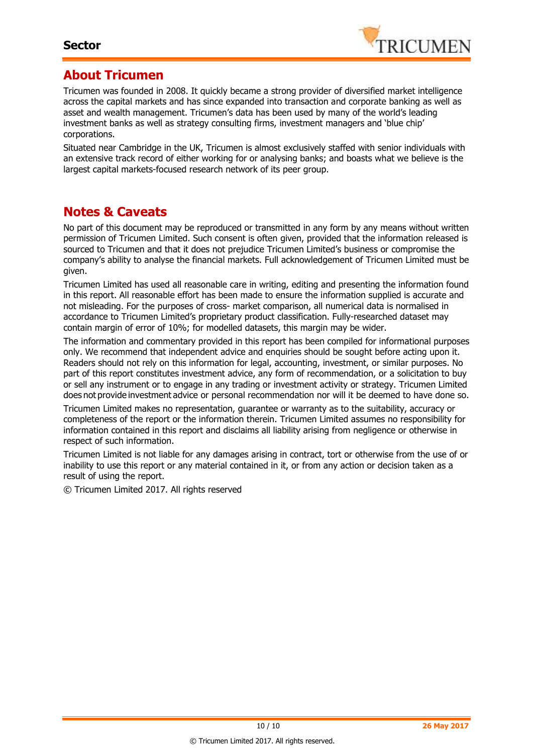## About Tricumen

Tricumen was founded in 2008. It quickly became a strong provider of diversified market intelligence across the capital markets and has since expanded into transaction and corporate banking as well as asset and wealth management. Tricumen's data has been used by many of the world's leading investment banks as well as strategy consulting firms, investment managers and 'blue chip' corporations.

Situated near Cambridge in the UK, Tricumen is almost exclusively staffed with senior individuals with an extensive track record of either working for or analysing banks; and boasts what we believe is the largest capital markets-focused research network of its peer group.

## Notes & Caveats

No part of this document may be reproduced or transmitted in any form by any means without written permission of Tricumen Limited. Such consent is often given, provided that the information released is sourced to Tricumen and that it does not prejudice Tricumen Limited's business or compromise the company's ability to analyse the financial markets. Full acknowledgement of Tricumen Limited must be given.

Tricumen Limited has used all reasonable care in writing, editing and presenting the information found in this report. All reasonable effort has been made to ensure the information supplied is accurate and not misleading. For the purposes of cross- market comparison, all numerical data is normalised in accordance to Tricumen Limited's proprietary product classification. Fully-researched dataset may contain margin of error of 10%; for modelled datasets, this margin may be wider.

The information and commentary provided in this report has been compiled for informational purposes only. We recommend that independent advice and enquiries should be sought before acting upon it. Readers should not rely on this information for legal, accounting, investment, or similar purposes. No part of this report constitutes investment advice, any form of recommendation, or a solicitation to buy or sell any instrument or to engage in any trading or investment activity or strategy. Tricumen Limited does not provide investment advice or personal recommendation nor will it be deemed to have done so.

Tricumen Limited makes no representation, guarantee or warranty as to the suitability, accuracy or completeness of the report or the information therein. Tricumen Limited assumes no responsibility for information contained in this report and disclaims all liability arising from negligence or otherwise in respect of such information.

Tricumen Limited is not liable for any damages arising in contract, tort or otherwise from the use of or inability to use this report or any material contained in it, or from any action or decision taken as a result of using the report.

© Tricumen Limited 2017. All rights reserved